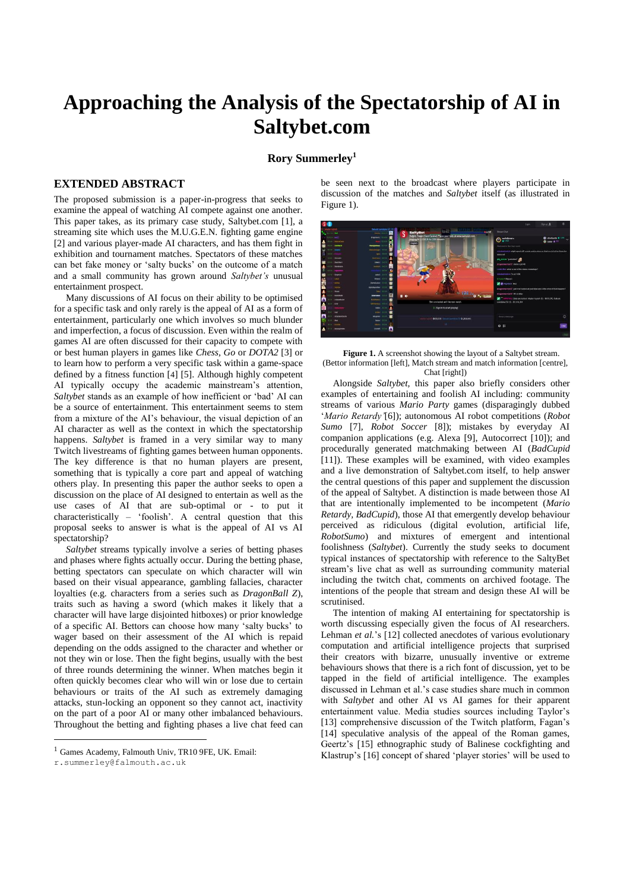# Approaching the Analysis of the Spectatorship of AI in Saltybet.com

**Rory Summerley**[1]

## EXTENDED ABSTRACT

The proposed submission is a paper-in-progress that seeks to examine the appeal of watching AI compete against one another. This paper takes, as its primary case study, Saltybet.com [1], a streaming site which uses the M.U.G.E.N. fighting game engine [2] and various player-made AI characters, and has them fight in exhibition and tournament matches. Spectators of these matches can bet fake money or 'salty bucks' on the outcome of a match and a small community has grown around *Saltybet's* unusual entertainment prospect.

Many discussions of AI focus on their ability to be optimised for a specific task and only rarely is the appeal of AI as a form of entertainment, particularly one which involves so much blunder and imperfection, a focus of discussion. Even within the realm of games AI are often discussed for their capacity to compete with or best human players in games like *Chess*, *Go* or *DOTA2* [3] or to learn how to perform a very specific task within a game-space defined by a fitness function [4] [5]. Although highly competent AI typically occupy the academic mainstream's attention, *Saltybet* stands as an example of how inefficient or 'bad' AI can be a source of entertainment. This entertainment seems to stem from a mixture of the AI's behaviour, the visual depiction of an AI character as well as the context in which the spectatorship happens. *Saltybet* is framed in a very similar way to many Twitch livestreams of fighting games between human opponents. The key difference is that no human players are present, something that is typically a core part and appeal of watching others play. In presenting this paper the author seeks to open a discussion on the place of AI designed to entertain as well as the use cases of AI that are sub-optimal or - to put it characteristically – 'foolish'. A central question that this proposal seeks to answer is what is the appeal of AI vs AI spectatorship?

*Saltybet* streams typically involve a series of betting phases and phases where fights actually occur. During the betting phase, betting spectators can speculate on which character will win based on their visual appearance, gambling fallacies, character loyalties (e.g. characters from a series such as *DragonBall Z*), traits such as having a sword (which makes it likely that a character will have large disjointed hitboxes) or prior knowledge of a specific AI. Bettors can choose how many 'salty bucks' to wager based on their assessment of the AI which is repaid depending on the odds assigned to the character and whether or not they win or lose. Then the fight begins, usually with the best of three rounds determining the winner. When matches begin it often quickly becomes clear who will win or lose due to certain behaviours or traits of the AI such as extremely damaging attacks, stun-locking an opponent so they cannot act, inactivity on the part of a poor AI or many other imbalanced behaviours. Throughout the betting and fighting phases a live chat feed can be seen next to the broadcast where players participate in discussion of the matches and *Saltybet* itself (as illustrated in Figure 1).

**Figure 1.** A screenshot showing the layout of a Saltybet stream. (Bettor information [left], Match stream and match information [centre], Chat [right])

Alongside *Saltybet*, this paper also briefly considers other examples of entertaining and foolish AI including: community streams of various *Mario Party* games (disparagingly dubbed '*Mario Retardy'*[6]); autonomous AI robot competitions (*Robot Sumo* [7], *Robot Soccer* [8]); mistakes by everyday AI companion applications (e.g. Alexa [9], Autocorrect [10]); and procedurally generated matchmaking between AI (*BadCupid* [11]). These examples will be examined, with video examples and a live demonstration of Saltybet.com itself, to help answer the central questions of this paper and supplement the discussion of the appeal of Saltybet. A distinction is made between those AI that are intentionally implemented to be incompetent (*Mario Retardy*, *BadCupid*), those AI that emergently develop behaviour perceived as ridiculous (digital evolution, artificial life, *RobotSumo*) and mixtures of emergent and intentional foolishness (*Saltybet*). Currently the study seeks to document typical instances of spectatorship with reference to the SaltyBet stream's live chat as well as surrounding community material including the twitch chat, comments on archived footage. The intentions of the people that stream and design these AI will be scrutinised.

The intention of making AI entertaining for spectatorship is worth discussing especially given the focus of AI researchers. Lehman *et al.*'s [12] collected anecdotes of various evolutionary computation and artificial intelligence projects that surprised their creators with bizarre, unusually inventive or extreme behaviours shows that there is a rich font of discussion, yet to be tapped in the field of artificial intelligence. The examples discussed in Lehman et al.'s case studies share much in common with *Saltybet* and other AI vs AI games for their apparent entertainment value. Media studies sources including Taylor's [13] comprehensive discussion of the Twitch platform, Fagan's [14] speculative analysis of the appeal of the Roman games, Geertz's [15] ethnographic study of Balinese cockfighting and Klastrup's [16] concept of shared 'player stories' will be used to

[1] Games Academy, Falmouth Univ, TR10 9FE, UK. Email: r.summerley@falmouth.ac.uk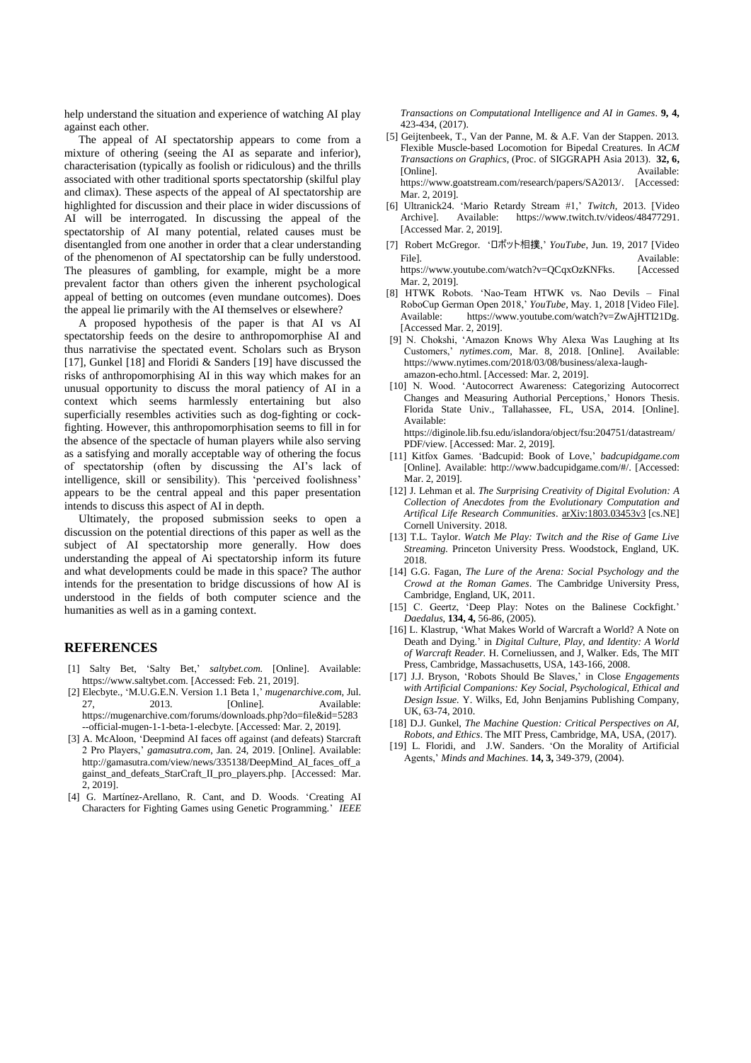help understand the situation and experience of watching AI play against each other.

The appeal of AI spectatorship appears to come from a mixture of othering (seeing the AI as separate and inferior), characterisation (typically as foolish or ridiculous) and the thrills associated with other traditional sports spectatorship (skilful play and climax). These aspects of the appeal of AI spectatorship are highlighted for discussion and their place in wider discussions of AI will be interrogated. In discussing the appeal of the spectatorship of AI many potential, related causes must be disentangled from one another in order that a clear understanding of the phenomenon of AI spectatorship can be fully understood. The pleasures of gambling, for example, might be a more prevalent factor than others given the inherent psychological appeal of betting on outcomes (even mundane outcomes). Does the appeal lie primarily with the AI themselves or elsewhere?

A proposed hypothesis of the paper is that AI vs AI spectatorship feeds on the desire to anthropomorphise AI and thus narrativise the spectated event. Scholars such as Bryson [17], Gunkel [18] and Floridi & Sanders [19] have discussed the risks of anthropomorphising AI in this way which makes for an unusual opportunity to discuss the moral patiency of AI in a context which seems harmlessly entertaining but also superficially resembles activities such as dog-fighting or cock-fighting. However, this anthropomorphisation seems to fill in for the absence of the spectacle of human players while also serving as a satisfying and morally acceptable way of othering the focus of spectatorship (often by discussing the AI's lack of intelligence, skill or sensibility). This 'perceived foolishness' appears to be the central appeal and this paper presentation intends to discuss this aspect of AI in depth.

Ultimately, the proposed submission seeks to open a discussion on the potential directions of this paper as well as the subject of AI spectatorship more generally. How does understanding the appeal of Ai spectatorship inform its future and what developments could be made in this space? The author intends for the presentation to bridge discussions of how AI is understood in the fields of both computer science and the humanities as well as in a gaming context.

## REFERENCES

[1] Salty Bet, 'Salty Bet,' *saltybet.com.* [Online]. Available: https://www.saltybet.com. [Accessed: Feb. 21, 2019].

[2] Elecbyte., 'M.U.G.E.N. Version 1.1 Beta 1,' *mugenarchive.com,* Jul. 27, 2013. [Online]. Available: https://mugenarchive.com/forums/downloads.php?do=file&id=5283--official-mugen-1-1-beta-1-elecbyte. [Accessed: Mar. 2, 2019].

[3] A. McAloon, 'Deepmind AI faces off against (and defeats) Starcraft 2 Pro Players,' *gamasutra.com*, Jan. 24, 2019. [Online]. Available: http://gamasutra.com/view/news/335138/DeepMind_AI_faces_off_against_and_defeats_StarCraft_II_pro_players.php. [Accessed: Mar. 2, 2019].

[4] G. Martínez-Arellano, R. Cant, and D. Woods. 'Creating AI Characters for Fighting Games using Genetic Programming.' *IEEE Transactions on Computational Intelligence and AI in Games*. **9, 4,** 423-434, (2017).

[5] Geijtenbeek, T., Van der Panne, M. & A.F. Van der Stappen. 2013. Flexible Muscle-based Locomotion for Bipedal Creatures. In *ACM Transactions on Graphics*, (Proc. of SIGGRAPH Asia 2013). **32, 6,** [Online]. Available: https://www.goatstream.com/research/papers/SA2013/. [Accessed: Mar. 2, 2019].

[6] Ultranick24. 'Mario Retardy Stream #1,' *Twitch*, 2013. [Video Archive]. Available: https://www.twitch.tv/videos/48477291. [Accessed Mar. 2, 2019].

[7] Robert McGregor. 'ロボット相撲,' *YouTube*, Jun. 19, 2017 [Video File]. Available: https://www.youtube.com/watch?v=QCqxOzKNFks. [Accessed Mar. 2, 2019].

[8] HTWK Robots. 'Nao-Team HTWK vs. Nao Devils – Final RoboCup German Open 2018,' *YouTube*, May. 1, 2018 [Video File]. Available: https://www.youtube.com/watch?v=ZwAjHTI21Dg. [Accessed Mar. 2, 2019].

[9] N. Chokshi, 'Amazon Knows Why Alexa Was Laughing at Its Customers,' *nytimes.com*, Mar. 8, 2018. [Online]. Available: https://www.nytimes.com/2018/03/08/business/alexa-laugh-amazon-echo.html. [Accessed: Mar. 2, 2019].

[10] N. Wood. 'Autocorrect Awareness: Categorizing Autocorrect Changes and Measuring Authorial Perceptions,' Honors Thesis. Florida State Univ., Tallahassee, FL, USA, 2014. [Online]. Available: https://diginole.lib.fsu.edu/islandora/object/fsu:204751/datastream/PDF/view. [Accessed: Mar. 2, 2019].

[11] Kitfox Games. 'Badcupid: Book of Love,' *badcupidgame.com* [Online]. Available: http://www.badcupidgame.com/#/. [Accessed: Mar. 2, 2019].

[12] J. Lehman et al. *The Surprising Creativity of Digital Evolution: A Collection of Anecdotes from the Evolutionary Computation and Artifical Life Research Communities*. arXiv:1803.03453v3 [cs.NE] Cornell University. 2018.

[13] T.L. Taylor. *Watch Me Play: Twitch and the Rise of Game Live Streaming.* Princeton University Press. Woodstock, England, UK. 2018.

[14] G.G. Fagan, *The Lure of the Arena: Social Psychology and the Crowd at the Roman Games*. The Cambridge University Press, Cambridge, England, UK, 2011.

[15] C. Geertz, 'Deep Play: Notes on the Balinese Cockfight.' *Daedalus,* **134, 4,** 56-86, (2005).

[16] L. Klastrup, 'What Makes World of Warcraft a World? A Note on Death and Dying.' in *Digital Culture, Play, and Identity: A World of Warcraft Reader.* H. Corneliussen, and J, Walker. Eds, The MIT Press, Cambridge, Massachusetts, USA, 143-166, 2008.

[17] J.J. Bryson, 'Robots Should Be Slaves,' in Close *Engagements with Artificial Companions: Key Social, Psychological, Ethical and Design Issue*. Y. Wilks, Ed, John Benjamins Publishing Company, UK, 63-74, 2010.

[18] D.J. Gunkel, *The Machine Question: Critical Perspectives on AI, Robots, and Ethics*. The MIT Press, Cambridge, MA, USA, (2017).

[19] L. Floridi, and J.W. Sanders. 'On the Morality of Artificial Agents,' *Minds and Machines*. **14, 3,** 349-379, (2004).